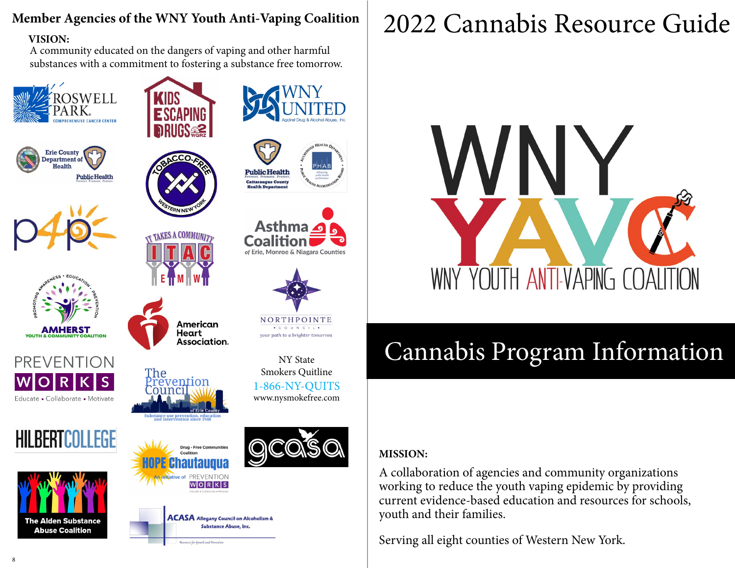## Member Agencies of the WNY Youth Anti-Vaping Coalition

**VISION:**
A community educated on the dangers of vaping and other harmful substances with a commitment to fostering a substance free tomorrow.

- Roswell Park Comprehensive Cancer Center
- Kids Escaping Drugs
- WNY United Against Drug & Alcohol Abuse, Inc.
- Erie County Department of Health – Public Health: Prevent. Promote. Protect.
- Tobacco-Free Western New York
- Public Health: Prevent. Promote. Protect. – Cattaraugus County Health Department
- P4P
- It Takes A Community – ITAC – EMW
- Asthma Coalition of Erie, Monroe & Niagara Counties
- Amherst Youth & Community Coalition – Promoting Awareness • Education • Prevention
- American Heart Association
- Northpointe Council – your path to a brighter tomorrow
- Prevention Works – Educate • Collaborate • Motivate
- The Prevention Council of Erie County – Substance use prevention, education and intervention since 1948
- NY State Smokers Quitline – 1-866-NY-QUITS – www.nysmokefree.com
- Hilbert College
- HOPE Chautauqua – Drug-Free Communities Coalition – An initiative of Prevention Works
- GCASA
- The Alden Substance Abuse Coalition
- ACASA Allegany Council on Alcoholism & Substance Abuse, Inc. – Resources for Growth and Prevention

# 2022 Cannabis Resource Guide

WNY YAVC – WNY Youth Anti-Vaping Coalition

## Cannabis Program Information

**MISSION:**

A collaboration of agencies and community organizations working to reduce the youth vaping epidemic by providing current evidence-based education and resources for schools, youth and their families.

Serving all eight counties of Western New York.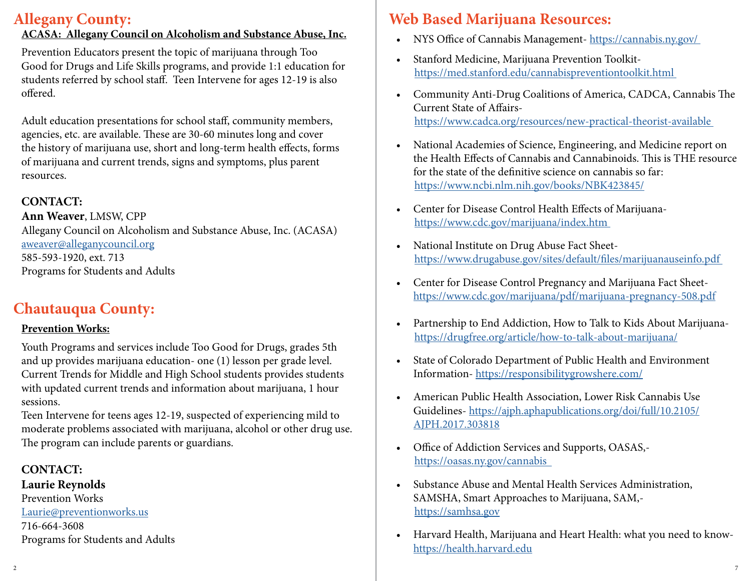## Allegany County:

**ACASA: Allegany Council on Alcoholism and Substance Abuse, Inc.**

Prevention Educators present the topic of marijuana through Too Good for Drugs and Life Skills programs, and provide 1:1 education for students referred by school staff. Teen Intervene for ages 12-19 is also offered.

Adult education presentations for school staff, community members, agencies, etc. are available. These are 30-60 minutes long and cover the history of marijuana use, short and long-term health effects, forms of marijuana and current trends, signs and symptoms, plus parent resources.

**CONTACT:**
**Ann Weaver**, LMSW, CPP
Allegany Council on Alcoholism and Substance Abuse, Inc. (ACASA)
aweaver@alleganycouncil.org
585-593-1920, ext. 713
Programs for Students and Adults

## Chautauqua County:

**Prevention Works:**

Youth Programs and services include Too Good for Drugs, grades 5th and up provides marijuana education- one (1) lesson per grade level. Current Trends for Middle and High School students provides students with updated current trends and information about marijuana, 1 hour sessions.
Teen Intervene for teens ages 12-19, suspected of experiencing mild to moderate problems associated with marijuana, alcohol or other drug use. The program can include parents or guardians.

**CONTACT:**
**Laurie Reynolds**
Prevention Works
Laurie@preventionworks.us
716-664-3608
Programs for Students and Adults

## Web Based Marijuana Resources:

- NYS Office of Cannabis Management- https://cannabis.ny.gov/
- Stanford Medicine, Marijuana Prevention Toolkit- https://med.stanford.edu/cannabispreventiontoolkit.html
- Community Anti-Drug Coalitions of America, CADCA, Cannabis The Current State of Affairs- https://www.cadca.org/resources/new-practical-theorist-available
- National Academies of Science, Engineering, and Medicine report on the Health Effects of Cannabis and Cannabinoids. This is THE resource for the state of the definitive science on cannabis so far: https://www.ncbi.nlm.nih.gov/books/NBK423845/
- Center for Disease Control Health Effects of Marijuana- https://www.cdc.gov/marijuana/index.htm
- National Institute on Drug Abuse Fact Sheet- https://www.drugabuse.gov/sites/default/files/marijuanauseinfo.pdf
- Center for Disease Control Pregnancy and Marijuana Fact Sheet- https://www.cdc.gov/marijuana/pdf/marijuana-pregnancy-508.pdf
- Partnership to End Addiction, How to Talk to Kids About Marijuana- https://drugfree.org/article/how-to-talk-about-marijuana/
- State of Colorado Department of Public Health and Environment Information- https://responsibilitygrowshere.com/
- American Public Health Association, Lower Risk Cannabis Use Guidelines- https://ajph.aphapublications.org/doi/full/10.2105/AJPH.2017.303818
- Office of Addiction Services and Supports, OASAS,- https://oasas.ny.gov/cannabis
- Substance Abuse and Mental Health Services Administration, SAMSHA, Smart Approaches to Marijuana, SAM,- https://samhsa.gov
- Harvard Health, Marijuana and Heart Health: what you need to know- https://health.harvard.edu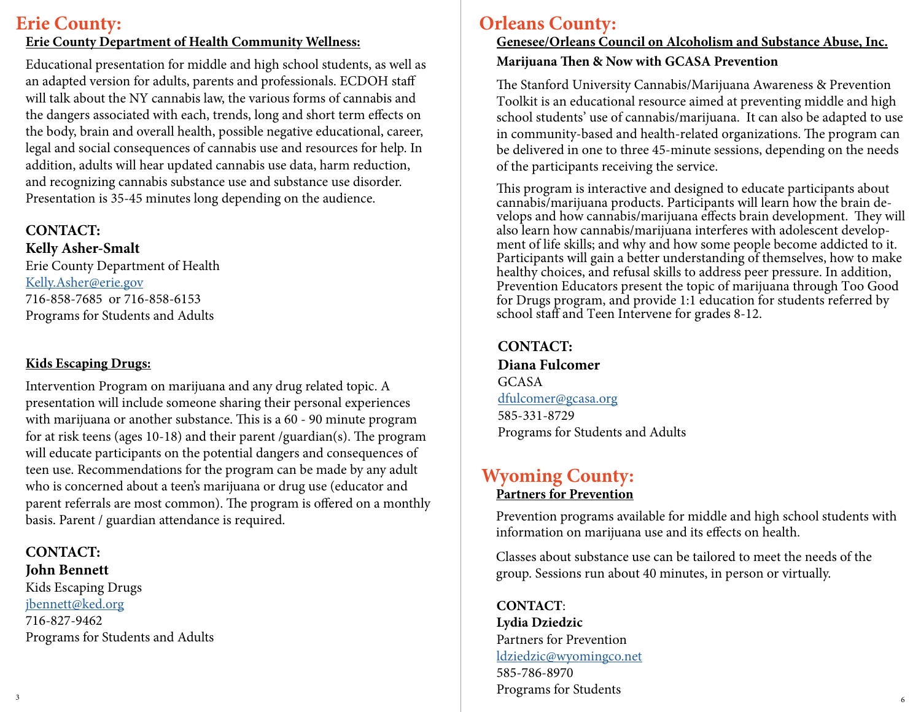# Erie County:

## Erie County Department of Health Community Wellness:

Educational presentation for middle and high school students, as well as an adapted version for adults, parents and professionals. ECDOH staff will talk about the NY cannabis law, the various forms of cannabis and the dangers associated with each, trends, long and short term effects on the body, brain and overall health, possible negative educational, career, legal and social consequences of cannabis use and resources for help. In addition, adults will hear updated cannabis use data, harm reduction, and recognizing cannabis substance use and substance use disorder. Presentation is 35-45 minutes long depending on the audience.

**CONTACT:**
**Kelly Asher-Smalt**
Erie County Department of Health
Kelly.Asher@erie.gov
716-858-7685 or 716-858-6153
Programs for Students and Adults

## Kids Escaping Drugs:

Intervention Program on marijuana and any drug related topic. A presentation will include someone sharing their personal experiences with marijuana or another substance. This is a 60 - 90 minute program for at risk teens (ages 10-18) and their parent /guardian(s). The program will educate participants on the potential dangers and consequences of teen use. Recommendations for the program can be made by any adult who is concerned about a teen's marijuana or drug use (educator and parent referrals are most common). The program is offered on a monthly basis. Parent / guardian attendance is required.

**CONTACT:**
**John Bennett**
Kids Escaping Drugs
jbennett@ked.org
716-827-9462
Programs for Students and Adults

# Orleans County:

## Genesee/Orleans Council on Alcoholism and Substance Abuse, Inc.

**Marijuana Then & Now with GCASA Prevention**

The Stanford University Cannabis/Marijuana Awareness & Prevention Toolkit is an educational resource aimed at preventing middle and high school students' use of cannabis/marijuana. It can also be adapted to use in community-based and health-related organizations. The program can be delivered in one to three 45-minute sessions, depending on the needs of the participants receiving the service.

This program is interactive and designed to educate participants about cannabis/marijuana products. Participants will learn how the brain develops and how cannabis/marijuana effects brain development. They will also learn how cannabis/marijuana interferes with adolescent development of life skills; and why and how some people become addicted to it. Participants will gain a better understanding of themselves, how to make healthy choices, and refusal skills to address peer pressure. In addition, Prevention Educators present the topic of marijuana through Too Good for Drugs program, and provide 1:1 education for students referred by school staff and Teen Intervene for grades 8-12.

**CONTACT:**
**Diana Fulcomer**
GCASA
dfulcomer@gcasa.org
585-331-8729
Programs for Students and Adults

# Wyoming County:

## Partners for Prevention

Prevention programs available for middle and high school students with information on marijuana use and its effects on health.

Classes about substance use can be tailored to meet the needs of the group. Sessions run about 40 minutes, in person or virtually.

**CONTACT**:
**Lydia Dziedzic**
Partners for Prevention
ldziedzic@wyomingco.net
585-786-8970
Programs for Students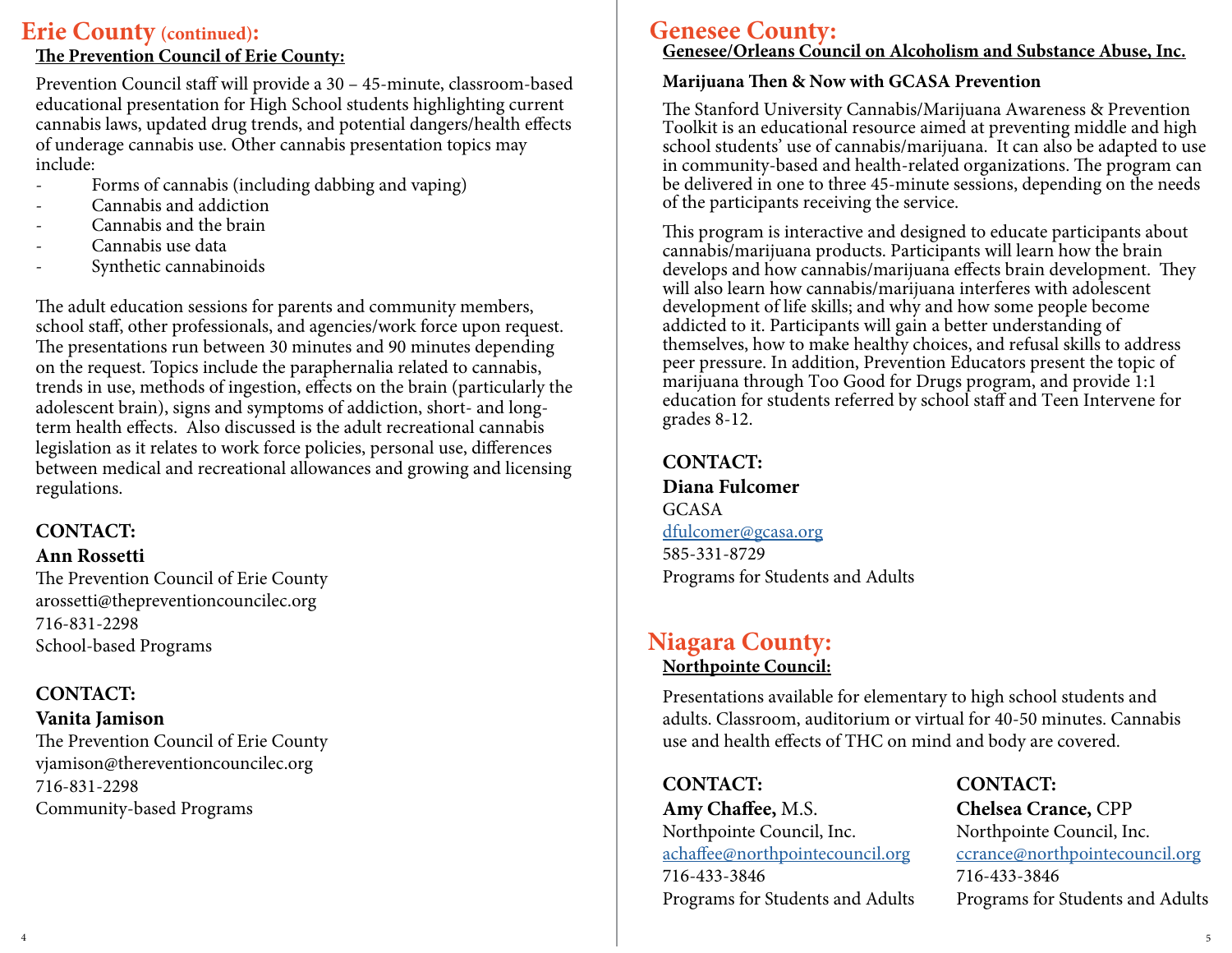## Erie County (continued):

**The Prevention Council of Erie County:**

Prevention Council staff will provide a 30 – 45-minute, classroom-based educational presentation for High School students highlighting current cannabis laws, updated drug trends, and potential dangers/health effects of underage cannabis use. Other cannabis presentation topics may include:

- Forms of cannabis (including dabbing and vaping)
- Cannabis and addiction
- Cannabis and the brain
- Cannabis use data
- Synthetic cannabinoids

The adult education sessions for parents and community members, school staff, other professionals, and agencies/work force upon request. The presentations run between 30 minutes and 90 minutes depending on the request. Topics include the paraphernalia related to cannabis, trends in use, methods of ingestion, effects on the brain (particularly the adolescent brain), signs and symptoms of addiction, short- and long-term health effects. Also discussed is the adult recreational cannabis legislation as it relates to work force policies, personal use, differences between medical and recreational allowances and growing and licensing regulations.

**CONTACT:**
**Ann Rossetti**
The Prevention Council of Erie County
arossetti@thepreventioncouncilec.org
716-831-2298
School-based Programs

**CONTACT:**
**Vanita Jamison**
The Prevention Council of Erie County
vjamison@thereventioncouncilec.org
716-831-2298
Community-based Programs

## Genesee County:

**Genesee/Orleans Council on Alcoholism and Substance Abuse, Inc.**

**Marijuana Then & Now with GCASA Prevention**

The Stanford University Cannabis/Marijuana Awareness & Prevention Toolkit is an educational resource aimed at preventing middle and high school students' use of cannabis/marijuana. It can also be adapted to use in community-based and health-related organizations. The program can be delivered in one to three 45-minute sessions, depending on the needs of the participants receiving the service.

This program is interactive and designed to educate participants about cannabis/marijuana products. Participants will learn how the brain develops and how cannabis/marijuana effects brain development. They will also learn how cannabis/marijuana interferes with adolescent development of life skills; and why and how some people become addicted to it. Participants will gain a better understanding of themselves, how to make healthy choices, and refusal skills to address peer pressure. In addition, Prevention Educators present the topic of marijuana through Too Good for Drugs program, and provide 1:1 education for students referred by school staff and Teen Intervene for grades 8-12.

**CONTACT:**
**Diana Fulcomer**
GCASA
dfulcomer@gcasa.org
585-331-8729
Programs for Students and Adults

## Niagara County:

**Northpointe Council:**

Presentations available for elementary to high school students and adults. Classroom, auditorium or virtual for 40-50 minutes. Cannabis use and health effects of THC on mind and body are covered.

**CONTACT:**
**Amy Chaffee,** M.S.
Northpointe Council, Inc.
achaffee@northpointecouncil.org
716-433-3846
Programs for Students and Adults

**CONTACT:**
**Chelsea Crance,** CPP
Northpointe Council, Inc.
ccrance@northpointecouncil.org
716-433-3846
Programs for Students and Adults